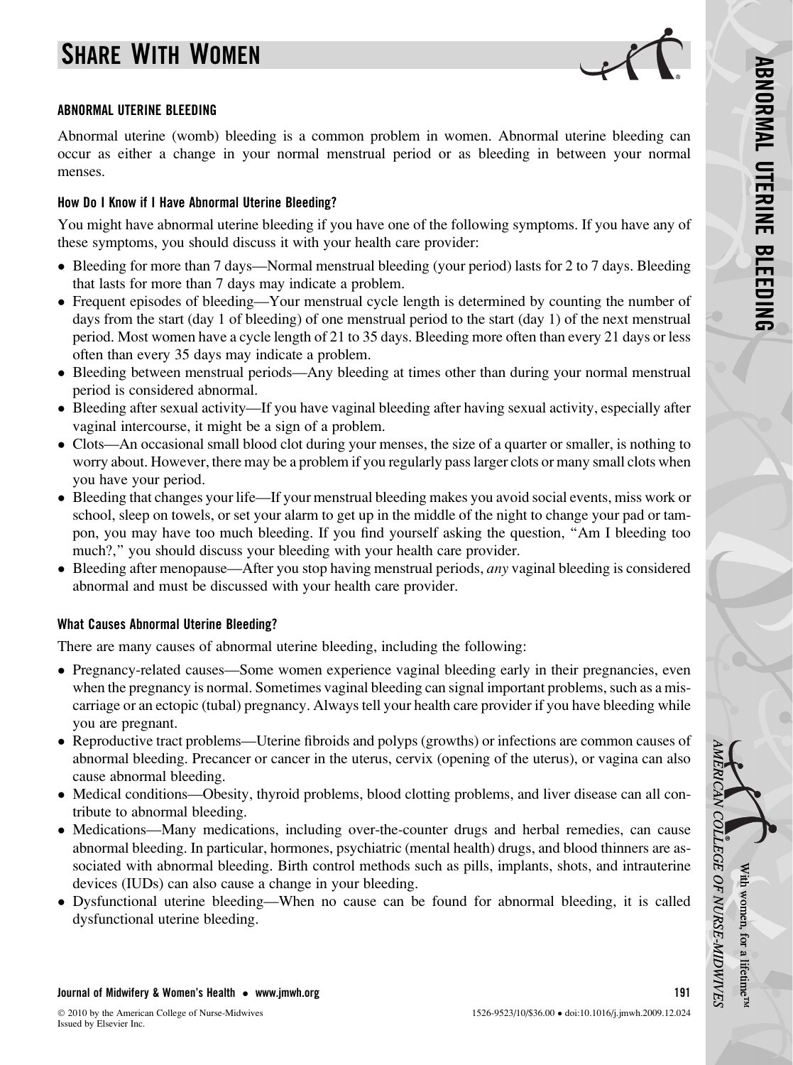# SHARE WITH WOMEN

## ABNORMAL UTERINE BLEEDING

Abnormal uterine (womb) bleeding is a common problem in women. Abnormal uterine bleeding can occur as either a change in your normal menstrual period or as bleeding in between your normal menses.

### How Do I Know if I Have Abnormal Uterine Bleeding?

You might have abnormal uterine bleeding if you have one of the following symptoms. If you have any of these symptoms, you should discuss it with your health care provider:

- Bleeding for more than 7 days—Normal menstrual bleeding (your period) lasts for 2 to 7 days. Bleeding that lasts for more than 7 days may indicate a problem.
- Frequent episodes of bleeding—Your menstrual cycle length is determined by counting the number of days from the start (day 1 of bleeding) of one menstrual period to the start (day 1) of the next menstrual period. Most women have a cycle length of 21 to 35 days. Bleeding more often than every 21 days or less often than every 35 days may indicate a problem.
- Bleeding between menstrual periods—Any bleeding at times other than during your normal menstrual period is considered abnormal.
- Bleeding after sexual activity—If you have vaginal bleeding after having sexual activity, especially after vaginal intercourse, it might be a sign of a problem.
- Clots—An occasional small blood clot during your menses, the size of a quarter or smaller, is nothing to worry about. However, there may be a problem if you regularly pass larger clots or many small clots when you have your period.
- Bleeding that changes your life—If your menstrual bleeding makes you avoid social events, miss work or school, sleep on towels, or set your alarm to get up in the middle of the night to change your pad or tampon, you may have too much bleeding. If you find yourself asking the question, "Am I bleeding too much?," you should discuss your bleeding with your health care provider.
- Bleeding after menopause—After you stop having menstrual periods, *any* vaginal bleeding is considered abnormal and must be discussed with your health care provider.

### What Causes Abnormal Uterine Bleeding?

There are many causes of abnormal uterine bleeding, including the following:

- Pregnancy-related causes—Some women experience vaginal bleeding early in their pregnancies, even when the pregnancy is normal. Sometimes vaginal bleeding can signal important problems, such as a miscarriage or an ectopic (tubal) pregnancy. Always tell your health care provider if you have bleeding while you are pregnant.
- Reproductive tract problems—Uterine fibroids and polyps (growths) or infections are common causes of abnormal bleeding. Precancer or cancer in the uterus, cervix (opening of the uterus), or vagina can also cause abnormal bleeding.
- Medical conditions—Obesity, thyroid problems, blood clotting problems, and liver disease can all contribute to abnormal bleeding.
- Medications—Many medications, including over-the-counter drugs and herbal remedies, can cause abnormal bleeding. In particular, hormones, psychiatric (mental health) drugs, and blood thinners are associated with abnormal bleeding. Birth control methods such as pills, implants, shots, and intrauterine devices (IUDs) can also cause a change in your bleeding.
- Dysfunctional uterine bleeding—When no cause can be found for abnormal bleeding, it is called dysfunctional uterine bleeding.

© 2010 by the American College of Nurse-Midwives
Issued by Elsevier Inc.

1526-9523/10/$36.00 • doi:10.1016/j.jmwh.2009.12.024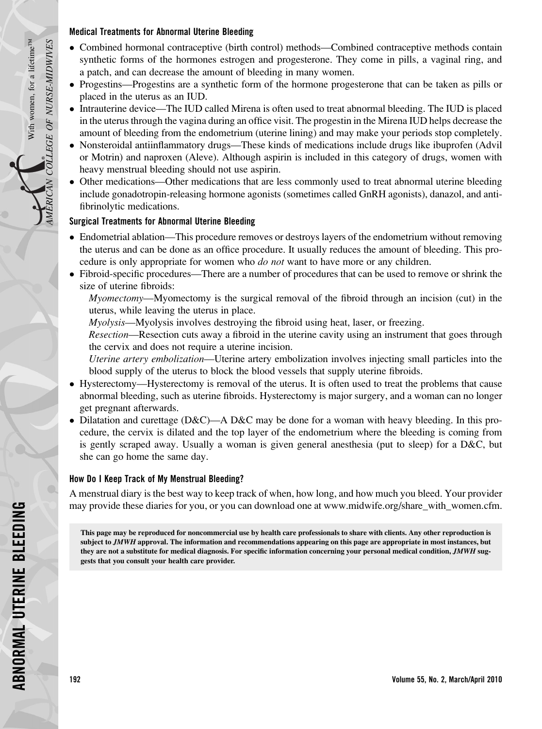### Medical Treatments for Abnormal Uterine Bleeding

- Combined hormonal contraceptive (birth control) methods—Combined contraceptive methods contain synthetic forms of the hormones estrogen and progesterone. They come in pills, a vaginal ring, and a patch, and can decrease the amount of bleeding in many women.
- Progestins—Progestins are a synthetic form of the hormone progesterone that can be taken as pills or placed in the uterus as an IUD.
- Intrauterine device—The IUD called Mirena is often used to treat abnormal bleeding. The IUD is placed in the uterus through the vagina during an office visit. The progestin in the Mirena IUD helps decrease the amount of bleeding from the endometrium (uterine lining) and may make your periods stop completely.
- Nonsteroidal antiinflammatory drugs—These kinds of medications include drugs like ibuprofen (Advil or Motrin) and naproxen (Aleve). Although aspirin is included in this category of drugs, women with heavy menstrual bleeding should not use aspirin.
- Other medications—Other medications that are less commonly used to treat abnormal uterine bleeding include gonadotropin-releasing hormone agonists (sometimes called GnRH agonists), danazol, and antifibrinolytic medications.

### Surgical Treatments for Abnormal Uterine Bleeding

- Endometrial ablation—This procedure removes or destroys layers of the endometrium without removing the uterus and can be done as an office procedure. It usually reduces the amount of bleeding. This procedure is only appropriate for women who *do not* want to have more or any children.
- Fibroid-specific procedures—There are a number of procedures that can be used to remove or shrink the size of uterine fibroids:

  *Myomectomy*—Myomectomy is the surgical removal of the fibroid through an incision (cut) in the uterus, while leaving the uterus in place.

  *Myolysis*—Myolysis involves destroying the fibroid using heat, laser, or freezing.

  *Resection*—Resection cuts away a fibroid in the uterine cavity using an instrument that goes through the cervix and does not require a uterine incision.

  *Uterine artery embolization*—Uterine artery embolization involves injecting small particles into the blood supply of the uterus to block the blood vessels that supply uterine fibroids.
- Hysterectomy—Hysterectomy is removal of the uterus. It is often used to treat the problems that cause abnormal bleeding, such as uterine fibroids. Hysterectomy is major surgery, and a woman can no longer get pregnant afterwards.
- Dilatation and curettage (D&C)—A D&C may be done for a woman with heavy bleeding. In this procedure, the cervix is dilated and the top layer of the endometrium where the bleeding is coming from is gently scraped away. Usually a woman is given general anesthesia (put to sleep) for a D&C, but she can go home the same day.

### How Do I Keep Track of My Menstrual Bleeding?

A menstrual diary is the best way to keep track of when, how long, and how much you bleed. Your provider may provide these diaries for you, or you can download one at www.midwife.org/share_with_women.cfm.

**This page may be reproduced for noncommercial use by health care professionals to share with clients. Any other reproduction is subject to *JMWH* approval. The information and recommendations appearing on this page are appropriate in most instances, but they are not a substitute for medical diagnosis. For specific information concerning your personal medical condition, *JMWH* suggests that you consult your health care provider.**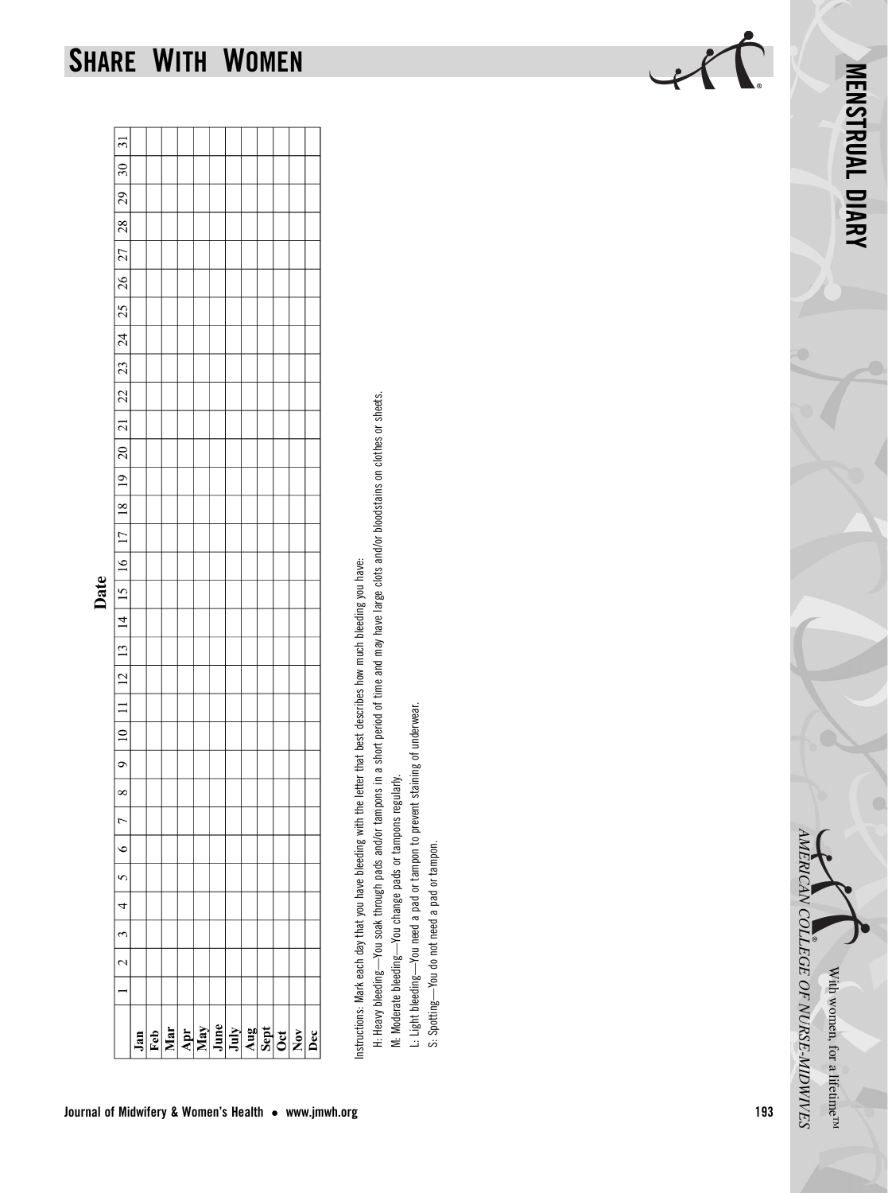# SHARE WITH WOMEN

## MENSTRUAL DIARY

| | Date | | | | | | | | | | | | | | | | | | | | | | | | | | | | | | |
|---|---|---|---|---|---|---|---|---|---|---|---|---|---|---|---|---|---|---|---|---|---|---|---|---|---|---|---|---|---|---|---|
| | 1 | 2 | 3 | 4 | 5 | 6 | 7 | 8 | 9 | 10 | 11 | 12 | 13 | 14 | 15 | 16 | 17 | 18 | 19 | 20 | 21 | 22 | 23 | 24 | 25 | 26 | 27 | 28 | 29 | 30 | 31 |
| **Jan** | | | | | | | | | | | | | | | | | | | | | | | | | | | | | | | |
| **Feb** | | | | | | | | | | | | | | | | | | | | | | | | | | | | | | | |
| **Mar** | | | | | | | | | | | | | | | | | | | | | | | | | | | | | | | |
| **Apr** | | | | | | | | | | | | | | | | | | | | | | | | | | | | | | | |
| **May** | | | | | | | | | | | | | | | | | | | | | | | | | | | | | | | |
| **June** | | | | | | | | | | | | | | | | | | | | | | | | | | | | | | | |
| **July** | | | | | | | | | | | | | | | | | | | | | | | | | | | | | | | |
| **Aug** | | | | | | | | | | | | | | | | | | | | | | | | | | | | | | | |
| **Sept** | | | | | | | | | | | | | | | | | | | | | | | | | | | | | | | |
| **Oct** | | | | | | | | | | | | | | | | | | | | | | | | | | | | | | | |
| **Nov** | | | | | | | | | | | | | | | | | | | | | | | | | | | | | | | |
| **Dec** | | | | | | | | | | | | | | | | | | | | | | | | | | | | | | | |

Instructions: Mark each day that you have bleeding with the letter that best describes how much bleeding you have:

- H: Heavy bleeding—You soak through pads and/or tampons in a short period of time and may have large clots and/or bloodstains on clothes or sheets.
- M: Moderate bleeding—You change pads or tampons regularly.
- L: Light bleeding—You need a pad or tampon to prevent staining of underwear.
- S: Spotting—You do not need a pad or tampon.

With women, for a lifetime™

*AMERICAN COLLEGE OF NURSE-MIDWIVES*